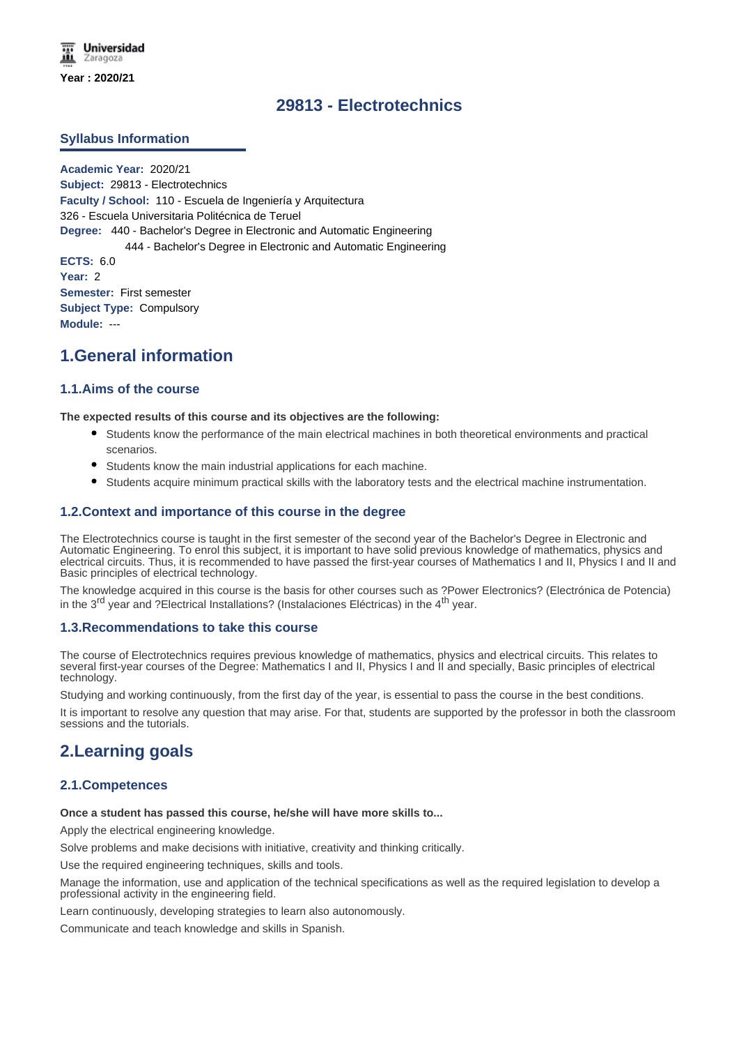Universidad Zaragoza

Year : 2020/21

# 29813 - Electrotechnics

## Syllabus Information

**Academic Year:** 2020/21
**Subject:** 29813 - Electrotechnics
**Faculty / School:** 110 - Escuela de Ingeniería y Arquitectura
326 - Escuela Universitaria Politécnica de Teruel
**Degree:** 440 - Bachelor's Degree in Electronic and Automatic Engineering
444 - Bachelor's Degree in Electronic and Automatic Engineering
**ECTS:** 6.0
**Year:** 2
**Semester:** First semester
**Subject Type:** Compulsory
**Module:** ---

# 1.General information

## 1.1.Aims of the course

**The expected results of this course and its objectives are the following:**

- Students know the performance of the main electrical machines in both theoretical environments and practical scenarios.
- Students know the main industrial applications for each machine.
- Students acquire minimum practical skills with the laboratory tests and the electrical machine instrumentation.

## 1.2.Context and importance of this course in the degree

The Electrotechnics course is taught in the first semester of the second year of the Bachelor's Degree in Electronic and Automatic Engineering. To enrol this subject, it is important to have solid previous knowledge of mathematics, physics and electrical circuits. Thus, it is recommended to have passed the first-year courses of Mathematics I and II, Physics I and II and Basic principles of electrical technology.

The knowledge acquired in this course is the basis for other courses such as ?Power Electronics? (Electrónica de Potencia) in the 3rd year and ?Electrical Installations? (Instalaciones Eléctricas) in the 4th year.

## 1.3.Recommendations to take this course

The course of Electrotechnics requires previous knowledge of mathematics, physics and electrical circuits. This relates to several first-year courses of the Degree: Mathematics I and II, Physics I and II and specially, Basic principles of electrical technology.

Studying and working continuously, from the first day of the year, is essential to pass the course in the best conditions.

It is important to resolve any question that may arise. For that, students are supported by the professor in both the classroom sessions and the tutorials.

# 2.Learning goals

## 2.1.Competences

**Once a student has passed this course, he/she will have more skills to...**

Apply the electrical engineering knowledge.

Solve problems and make decisions with initiative, creativity and thinking critically.

Use the required engineering techniques, skills and tools.

Manage the information, use and application of the technical specifications as well as the required legislation to develop a professional activity in the engineering field.

Learn continuously, developing strategies to learn also autonomously.

Communicate and teach knowledge and skills in Spanish.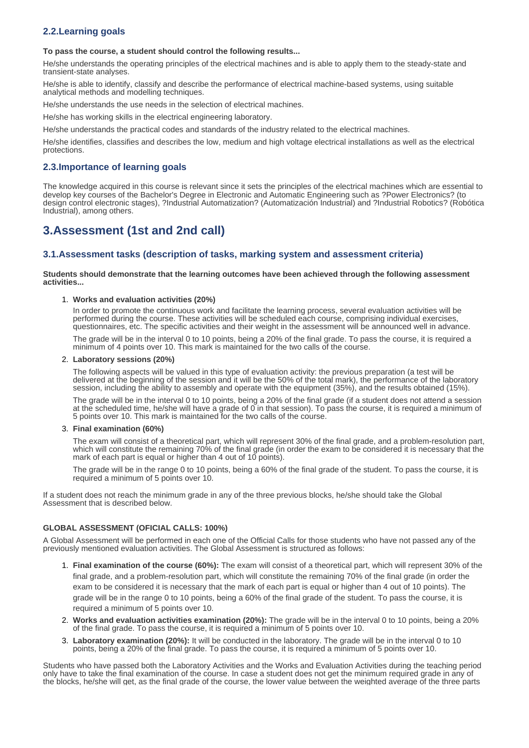### 2.2.Learning goals

**To pass the course, a student should control the following results...**

He/she understands the operating principles of the electrical machines and is able to apply them to the steady-state and transient-state analyses.

He/she is able to identify, classify and describe the performance of electrical machine-based systems, using suitable analytical methods and modelling techniques.

He/she understands the use needs in the selection of electrical machines.

He/she has working skills in the electrical engineering laboratory.

He/she understands the practical codes and standards of the industry related to the electrical machines.

He/she identifies, classifies and describes the low, medium and high voltage electrical installations as well as the electrical protections.

### 2.3.Importance of learning goals

The knowledge acquired in this course is relevant since it sets the principles of the electrical machines which are essential to develop key courses of the Bachelor's Degree in Electronic and Automatic Engineering such as ?Power Electronics? (to design control electronic stages), ?Industrial Automatization? (Automatización Industrial) and ?Industrial Robotics? (Robótica Industrial), among others.

## 3.Assessment (1st and 2nd call)

### 3.1.Assessment tasks (description of tasks, marking system and assessment criteria)

**Students should demonstrate that the learning outcomes have been achieved through the following assessment activities...**

1. **Works and evaluation activities (20%)**

   In order to promote the continuous work and facilitate the learning process, several evaluation activities will be performed during the course. These activities will be scheduled each course, comprising individual exercises, questionnaires, etc. The specific activities and their weight in the assessment will be announced well in advance.

   The grade will be in the interval 0 to 10 points, being a 20% of the final grade. To pass the course, it is required a minimum of 4 points over 10. This mark is maintained for the two calls of the course.

2. **Laboratory sessions (20%)**

   The following aspects will be valued in this type of evaluation activity: the previous preparation (a test will be delivered at the beginning of the session and it will be the 50% of the total mark), the performance of the laboratory session, including the ability to assembly and operate with the equipment (35%), and the results obtained (15%).

   The grade will be in the interval 0 to 10 points, being a 20% of the final grade (if a student does not attend a session at the scheduled time, he/she will have a grade of 0 in that session). To pass the course, it is required a minimum of 5 points over 10. This mark is maintained for the two calls of the course.

3. **Final examination (60%)**

   The exam will consist of a theoretical part, which will represent 30% of the final grade, and a problem-resolution part, which will constitute the remaining 70% of the final grade (in order the exam to be considered it is necessary that the mark of each part is equal or higher than 4 out of 10 points).

   The grade will be in the range 0 to 10 points, being a 60% of the final grade of the student. To pass the course, it is required a minimum of 5 points over 10.

If a student does not reach the minimum grade in any of the three previous blocks, he/she should take the Global Assessment that is described below.

**GLOBAL ASSESSMENT (OFICIAL CALLS: 100%)**

A Global Assessment will be performed in each one of the Official Calls for those students who have not passed any of the previously mentioned evaluation activities. The Global Assessment is structured as follows:

1. **Final examination of the course (60%):** The exam will consist of a theoretical part, which will represent 30% of the final grade, and a problem-resolution part, which will constitute the remaining 70% of the final grade (in order the exam to be considered it is necessary that the mark of each part is equal or higher than 4 out of 10 points). The grade will be in the range 0 to 10 points, being a 60% of the final grade of the student. To pass the course, it is required a minimum of 5 points over 10.
2. **Works and evaluation activities examination (20%):** The grade will be in the interval 0 to 10 points, being a 20% of the final grade. To pass the course, it is required a minimum of 5 points over 10.
3. **Laboratory examination (20%):** It will be conducted in the laboratory. The grade will be in the interval 0 to 10 points, being a 20% of the final grade. To pass the course, it is required a minimum of 5 points over 10.

Students who have passed both the Laboratory Activities and the Works and Evaluation Activities during the teaching period only have to take the final examination of the course. In case a student does not get the minimum required grade in any of the blocks, he/she will get, as the final grade of the course, the lower value between the weighted average of the three parts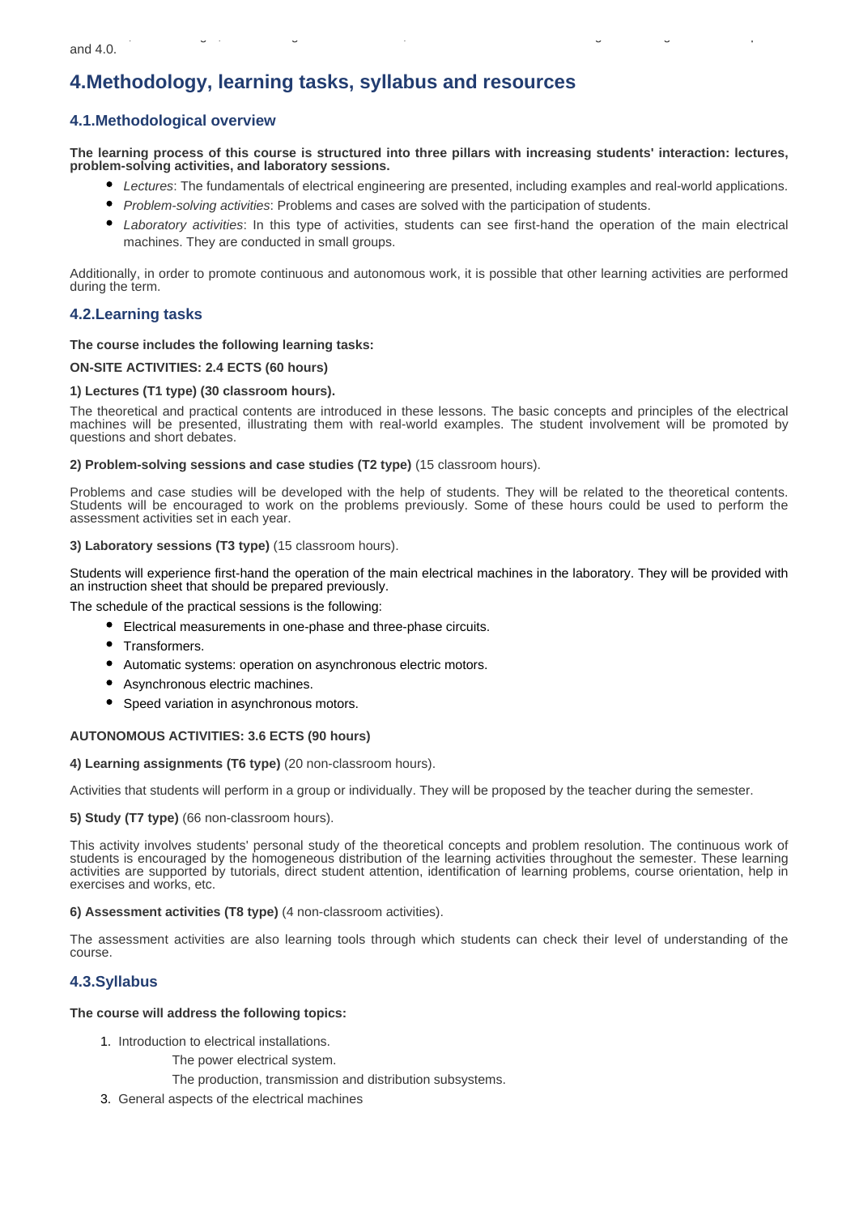and 4.0.

# 4.Methodology, learning tasks, syllabus and resources

## 4.1.Methodological overview

**The learning process of this course is structured into three pillars with increasing students' interaction: lectures, problem-solving activities, and laboratory sessions.**

- *Lectures*: The fundamentals of electrical engineering are presented, including examples and real-world applications.
- *Problem-solving activities*: Problems and cases are solved with the participation of students.
- *Laboratory activities*: In this type of activities, students can see first-hand the operation of the main electrical machines. They are conducted in small groups.

Additionally, in order to promote continuous and autonomous work, it is possible that other learning activities are performed during the term.

## 4.2.Learning tasks

**The course includes the following learning tasks:**

**ON-SITE ACTIVITIES: 2.4 ECTS (60 hours)**

**1) Lectures (T1 type) (30 classroom hours).**

The theoretical and practical contents are introduced in these lessons. The basic concepts and principles of the electrical machines will be presented, illustrating them with real-world examples. The student involvement will be promoted by questions and short debates.

**2) Problem-solving sessions and case studies (T2 type)** (15 classroom hours).

Problems and case studies will be developed with the help of students. They will be related to the theoretical contents. Students will be encouraged to work on the problems previously. Some of these hours could be used to perform the assessment activities set in each year.

**3) Laboratory sessions (T3 type)** (15 classroom hours).

Students will experience first-hand the operation of the main electrical machines in the laboratory. They will be provided with an instruction sheet that should be prepared previously.

The schedule of the practical sessions is the following:

- Electrical measurements in one-phase and three-phase circuits.
- Transformers.
- Automatic systems: operation on asynchronous electric motors.
- Asynchronous electric machines.
- Speed variation in asynchronous motors.

**AUTONOMOUS ACTIVITIES: 3.6 ECTS (90 hours)**

**4) Learning assignments (T6 type)** (20 non-classroom hours).

Activities that students will perform in a group or individually. They will be proposed by the teacher during the semester.

**5) Study (T7 type)** (66 non-classroom hours).

This activity involves students' personal study of the theoretical concepts and problem resolution. The continuous work of students is encouraged by the homogeneous distribution of the learning activities throughout the semester. These learning activities are supported by tutorials, direct student attention, identification of learning problems, course orientation, help in exercises and works, etc.

**6) Assessment activities (T8 type)** (4 non-classroom activities).

The assessment activities are also learning tools through which students can check their level of understanding of the course.

## 4.3.Syllabus

**The course will address the following topics:**

1. Introduction to electrical installations.
   - The power electrical system.
   - The production, transmission and distribution subsystems.
3. General aspects of the electrical machines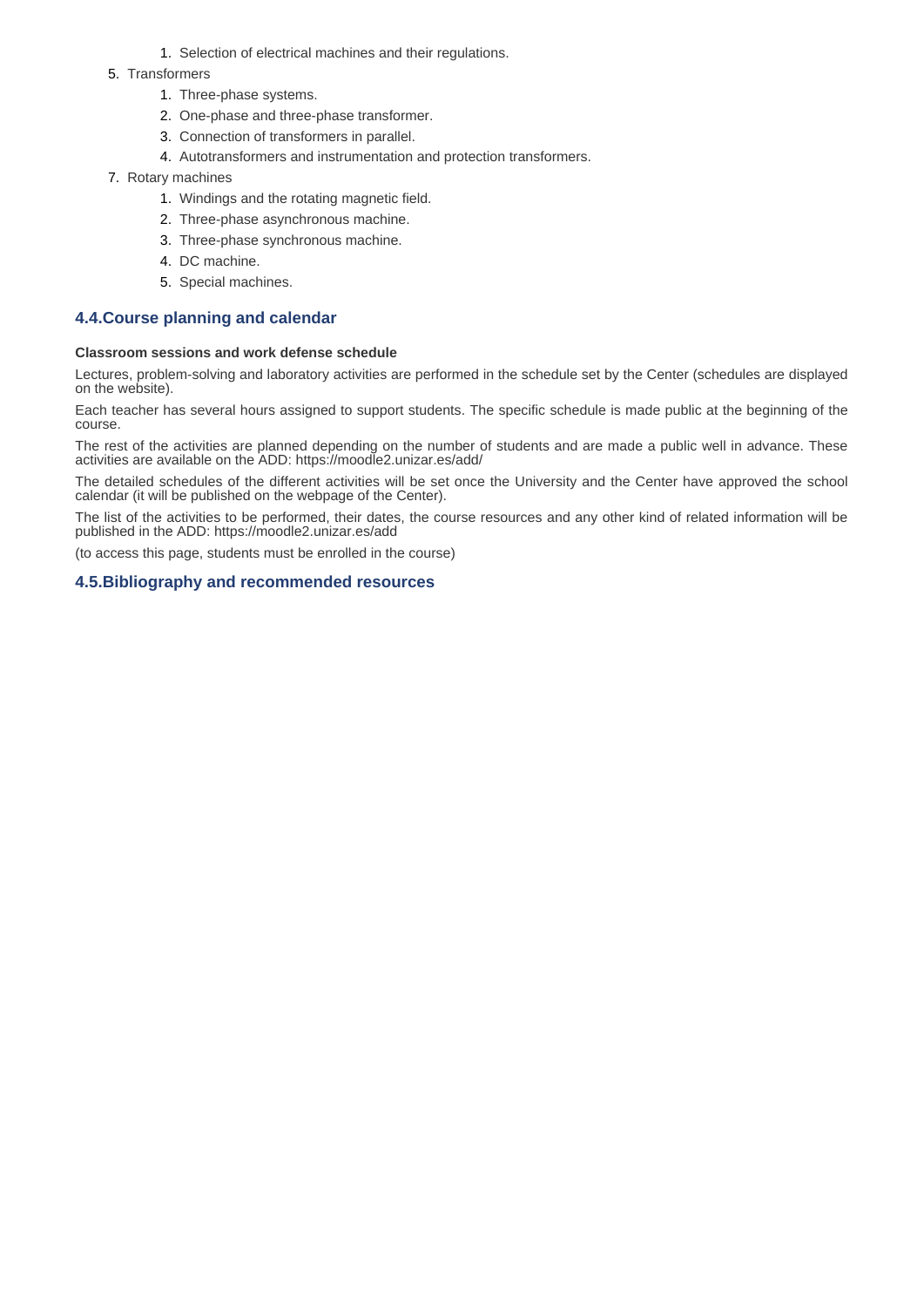1. Selection of electrical machines and their regulations.

5. Transformers
   1. Three-phase systems.
   2. One-phase and three-phase transformer.
   3. Connection of transformers in parallel.
   4. Autotransformers and instrumentation and protection transformers.

7. Rotary machines
   1. Windings and the rotating magnetic field.
   2. Three-phase asynchronous machine.
   3. Three-phase synchronous machine.
   4. DC machine.
   5. Special machines.

## 4.4.Course planning and calendar

**Classroom sessions and work defense schedule**

Lectures, problem-solving and laboratory activities are performed in the schedule set by the Center (schedules are displayed on the website).

Each teacher has several hours assigned to support students. The specific schedule is made public at the beginning of the course.

The rest of the activities are planned depending on the number of students and are made a public well in advance. These activities are available on the ADD: https://moodle2.unizar.es/add/

The detailed schedules of the different activities will be set once the University and the Center have approved the school calendar (it will be published on the webpage of the Center).

The list of the activities to be performed, their dates, the course resources and any other kind of related information will be published in the ADD: https://moodle2.unizar.es/add

(to access this page, students must be enrolled in the course)

## 4.5.Bibliography and recommended resources